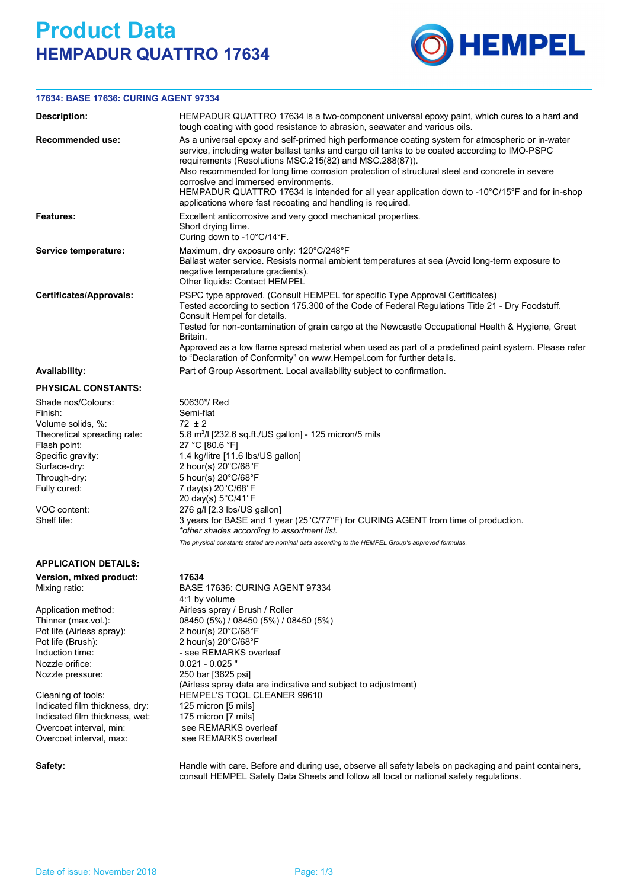# Product Data

## HEMPADUR QUATTRO 17634

**17634: BASE 17636: CURING AGENT 97334**

| | |
|---|---|
| **Description:** | HEMPADUR QUATTRO 17634 is a two-component universal epoxy paint, which cures to a hard and tough coating with good resistance to abrasion, seawater and various oils. |
| **Recommended use:** | As a universal epoxy and self-primed high performance coating system for atmospheric or in-water service, including water ballast tanks and cargo oil tanks to be coated according to IMO-PSPC requirements (Resolutions MSC.215(82) and MSC.288(87)).<br>Also recommended for long time corrosion protection of structural steel and concrete in severe corrosive and immersed environments.<br>HEMPADUR QUATTRO 17634 is intended for all year application down to -10°C/15°F and for in-shop applications where fast recoating and handling is required. |
| **Features:** | Excellent anticorrosive and very good mechanical properties.<br>Short drying time.<br>Curing down to -10°C/14°F. |
| **Service temperature:** | Maximum, dry exposure only: 120°C/248°F<br>Ballast water service. Resists normal ambient temperatures at sea (Avoid long-term exposure to negative temperature gradients).<br>Other liquids: Contact HEMPEL |
| **Certificates/Approvals:** | PSPC type approved. (Consult HEMPEL for specific Type Approval Certificates)<br>Tested according to section 175.300 of the Code of Federal Regulations Title 21 - Dry Foodstuff. Consult Hempel for details.<br>Tested for non-contamination of grain cargo at the Newcastle Occupational Health & Hygiene, Great Britain.<br>Approved as a low flame spread material when used as part of a predefined paint system. Please refer to "Declaration of Conformity" on www.Hempel.com for further details. |
| **Availability:** | Part of Group Assortment. Local availability subject to confirmation. |

### PHYSICAL CONSTANTS:

| | |
|---|---|
| Shade nos/Colours: | 50630*/ Red |
| Finish: | Semi-flat |
| Volume solids, %: | 72 ± 2 |
| Theoretical spreading rate: | 5.8 m²/l [232.6 sq.ft./US gallon] - 125 micron/5 mils |
| Flash point: | 27 °C [80.6 °F] |
| Specific gravity: | 1.4 kg/litre [11.6 lbs/US gallon] |
| Surface-dry: | 2 hour(s) 20°C/68°F |
| Through-dry: | 5 hour(s) 20°C/68°F |
| Fully cured: | 7 day(s) 20°C/68°F<br>20 day(s) 5°C/41°F |
| VOC content: | 276 g/l [2.3 lbs/US gallon] |
| Shelf life: | 3 years for BASE and 1 year (25°C/77°F) for CURING AGENT from time of production. |

*\*other shades according to assortment list.*

*The physical constants stated are nominal data according to the HEMPEL Group's approved formulas.*

### APPLICATION DETAILS:

| | |
|---|---|
| **Version, mixed product:** | **17634** |
| Mixing ratio: | BASE 17636: CURING AGENT 97334<br>4:1 by volume |
| Application method: | Airless spray / Brush / Roller |
| Thinner (max.vol.): | 08450 (5%) / 08450 (5%) / 08450 (5%) |
| Pot life (Airless spray): | 2 hour(s) 20°C/68°F |
| Pot life (Brush): | 2 hour(s) 20°C/68°F |
| Induction time: | - see REMARKS overleaf |
| Nozzle orifice: | 0.021 - 0.025 " |
| Nozzle pressure: | 250 bar [3625 psi]<br>(Airless spray data are indicative and subject to adjustment) |
| Cleaning of tools: | HEMPEL'S TOOL CLEANER 99610 |
| Indicated film thickness, dry: | 125 micron [5 mils] |
| Indicated film thickness, wet: | 175 micron [7 mils] |
| Overcoat interval, min: | see REMARKS overleaf |
| Overcoat interval, max: | see REMARKS overleaf |

**Safety:** Handle with care. Before and during use, observe all safety labels on packaging and paint containers, consult HEMPEL Safety Data Sheets and follow all local or national safety regulations.

Date of issue: November 2018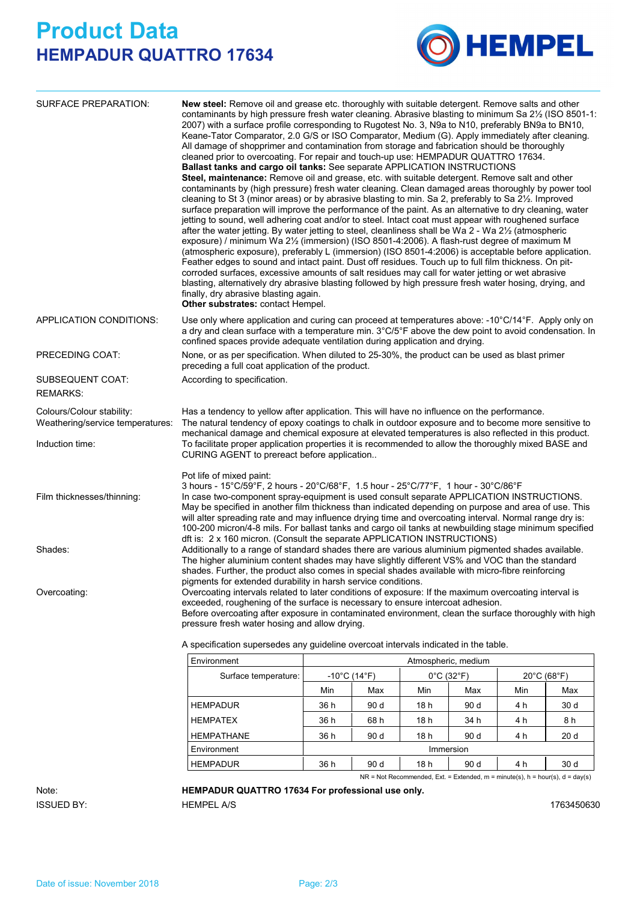# Product Data

## HEMPADUR QUATTRO 17634

**SURFACE PREPARATION:**

**New steel:** Remove oil and grease etc. thoroughly with suitable detergent. Remove salts and other contaminants by high pressure fresh water cleaning. Abrasive blasting to minimum Sa 2½ (ISO 8501-1: 2007) with a surface profile corresponding to Rugotest No. 3, N9a to N10, preferably BN9a to BN10, Keane-Tator Comparator, 2.0 G/S or ISO Comparator, Medium (G). Apply immediately after cleaning. All damage of shopprimer and contamination from storage and fabrication should be thoroughly cleaned prior to overcoating. For repair and touch-up use: HEMPADUR QUATTRO 17634.
**Ballast tanks and cargo oil tanks:** See separate APPLICATION INSTRUCTIONS
**Steel, maintenance:** Remove oil and grease, etc. with suitable detergent. Remove salt and other contaminants by (high pressure) fresh water cleaning. Clean damaged areas thoroughly by power tool cleaning to St 3 (minor areas) or by abrasive blasting to min. Sa 2, preferably to Sa 2½. Improved surface preparation will improve the performance of the paint. As an alternative to dry cleaning, water jetting to sound, well adhering coat and/or to steel. Intact coat must appear with roughened surface after the water jetting. By water jetting to steel, cleanliness shall be Wa 2 - Wa 2½ (atmospheric exposure) / minimum Wa 2½ (immersion) (ISO 8501-4:2006). A flash-rust degree of maximum M (atmospheric exposure), preferably L (immersion) (ISO 8501-4:2006) is acceptable before application. Feather edges to sound and intact paint. Dust off residues. Touch up to full film thickness. On pit-corroded surfaces, excessive amounts of salt residues may call for water jetting or wet abrasive blasting, alternatively dry abrasive blasting followed by high pressure fresh water hosing, drying, and finally, dry abrasive blasting again.
**Other substrates:** contact Hempel.

**APPLICATION CONDITIONS:** Use only where application and curing can proceed at temperatures above: -10°C/14°F. Apply only on a dry and clean surface with a temperature min. 3°C/5°F above the dew point to avoid condensation. In confined spaces provide adequate ventilation during application and drying.

**PRECEDING COAT:** None, or as per specification. When diluted to 25-30%, the product can be used as blast primer preceding a full coat application of the product.

**SUBSEQUENT COAT:** According to specification.

**REMARKS:**

**Colours/Colour stability:** Has a tendency to yellow after application. This will have no influence on the performance.

**Weathering/service temperatures:** The natural tendency of epoxy coatings to chalk in outdoor exposure and to become more sensitive to mechanical damage and chemical exposure at elevated temperatures is also reflected in this product.

**Induction time:** To facilitate proper application properties it is recommended to allow the thoroughly mixed BASE and CURING AGENT to prereact before application..

Pot life of mixed paint:
3 hours - 15°C/59°F, 2 hours - 20°C/68°F, 1.5 hour - 25°C/77°F, 1 hour - 30°C/86°F

**Film thicknesses/thinning:** In case two-component spray-equipment is used consult separate APPLICATION INSTRUCTIONS. May be specified in another film thickness than indicated depending on purpose and area of use. This will alter spreading rate and may influence drying time and overcoating interval. Normal range dry is: 100-200 micron/4-8 mils. For ballast tanks and cargo oil tanks at newbuilding stage minimum specified dft is: 2 x 160 micron. (Consult the separate APPLICATION INSTRUCTIONS)

**Shades:** Additionally to a range of standard shades there are various aluminium pigmented shades available. The higher aluminium content shades may have slightly different VS% and VOC than the standard shades. Further, the product also comes in special shades available with micro-fibre reinforcing pigments for extended durability in harsh service conditions.

**Overcoating:** Overcoating intervals related to later conditions of exposure: If the maximum overcoating interval is exceeded, roughening of the surface is necessary to ensure intercoat adhesion.
Before overcoating after exposure in contaminated environment, clean the surface thoroughly with high pressure fresh water hosing and allow drying.

A specification supersedes any guideline overcoat intervals indicated in the table.

| Environment | Atmospheric, medium | | | | | |
|---|---|---|---|---|---|---|
| Surface temperature: | -10°C (14°F) | | 0°C (32°F) | | 20°C (68°F) | |
| | Min | Max | Min | Max | Min | Max |
| HEMPADUR | 36 h | 90 d | 18 h | 90 d | 4 h | 30 d |
| HEMPATEX | 36 h | 68 h | 18 h | 34 h | 4 h | 8 h |
| HEMPATHANE | 36 h | 90 d | 18 h | 90 d | 4 h | 20 d |
| Environment | Immersion | | | | | |
| HEMPADUR | 36 h | 90 d | 18 h | 90 d | 4 h | 30 d |

NR = Not Recommended, Ext. = Extended, m = minute(s), h = hour(s), d = day(s)

**Note:** **HEMPADUR QUATTRO 17634 For professional use only.**

**ISSUED BY:** HEMPEL A/S 1763450630

Date of issue: November 2018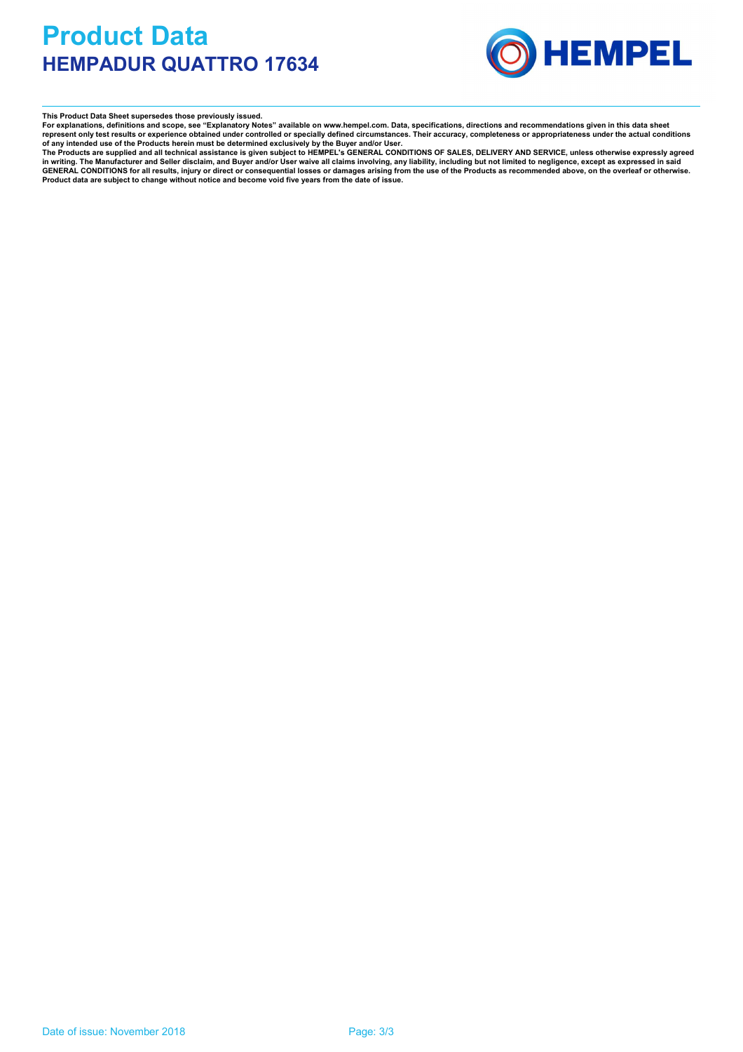This Product Data Sheet supersedes those previously issued.

For explanations, definitions and scope, see "Explanatory Notes" available on www.hempel.com. Data, specifications, directions and recommendations given in this data sheet represent only test results or experience obtained under controlled or specially defined circumstances. Their accuracy, completeness or appropriateness under the actual conditions of any intended use of the Products herein must be determined exclusively by the Buyer and/or User.

The Products are supplied and all technical assistance is given subject to HEMPEL's GENERAL CONDITIONS OF SALES, DELIVERY AND SERVICE, unless otherwise expressly agreed in writing. The Manufacturer and Seller disclaim, and Buyer and/or User waive all claims involving, any liability, including but not limited to negligence, except as expressed in said GENERAL CONDITIONS for all results, injury or direct or consequential losses or damages arising from the use of the Products as recommended above, on the overleaf or otherwise.

Product data are subject to change without notice and become void five years from the date of issue.

Date of issue: November 2018